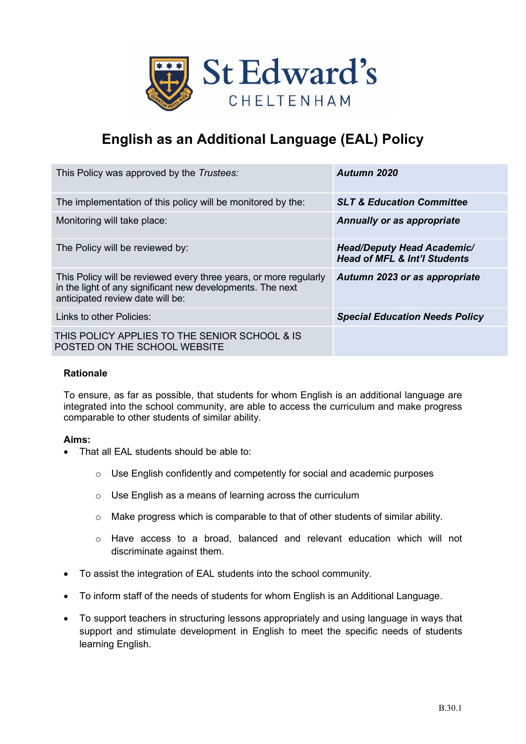# English as an Additional Language (EAL) Policy

| | |
|---|---|
| This Policy was approved by the *Trustees:* | ***Autumn 2020*** |
| The implementation of this policy will be monitored by the: | ***SLT & Education Committee*** |
| Monitoring will take place: | ***Annually or as appropriate*** |
| The Policy will be reviewed by: | ***Head/Deputy Head Academic/ Head of MFL & Int'l Students*** |
| This Policy will be reviewed every three years, or more regularly in the light of any significant new developments. The next anticipated review date will be: | ***Autumn 2023 or as appropriate*** |
| Links to other Policies: | ***Special Education Needs Policy*** |
| THIS POLICY APPLIES TO THE SENIOR SCHOOL & IS POSTED ON THE SCHOOL WEBSITE | |

**Rationale**

To ensure, as far as possible, that students for whom English is an additional language are integrated into the school community, are able to access the curriculum and make progress comparable to other students of similar ability.

**Aims:**

- That all EAL students should be able to:
  - Use English confidently and competently for social and academic purposes
  - Use English as a means of learning across the curriculum
  - Make progress which is comparable to that of other students of similar ability.
  - Have access to a broad, balanced and relevant education which will not discriminate against them.
- To assist the integration of EAL students into the school community.
- To inform staff of the needs of students for whom English is an Additional Language.
- To support teachers in structuring lessons appropriately and using language in ways that support and stimulate development in English to meet the specific needs of students learning English.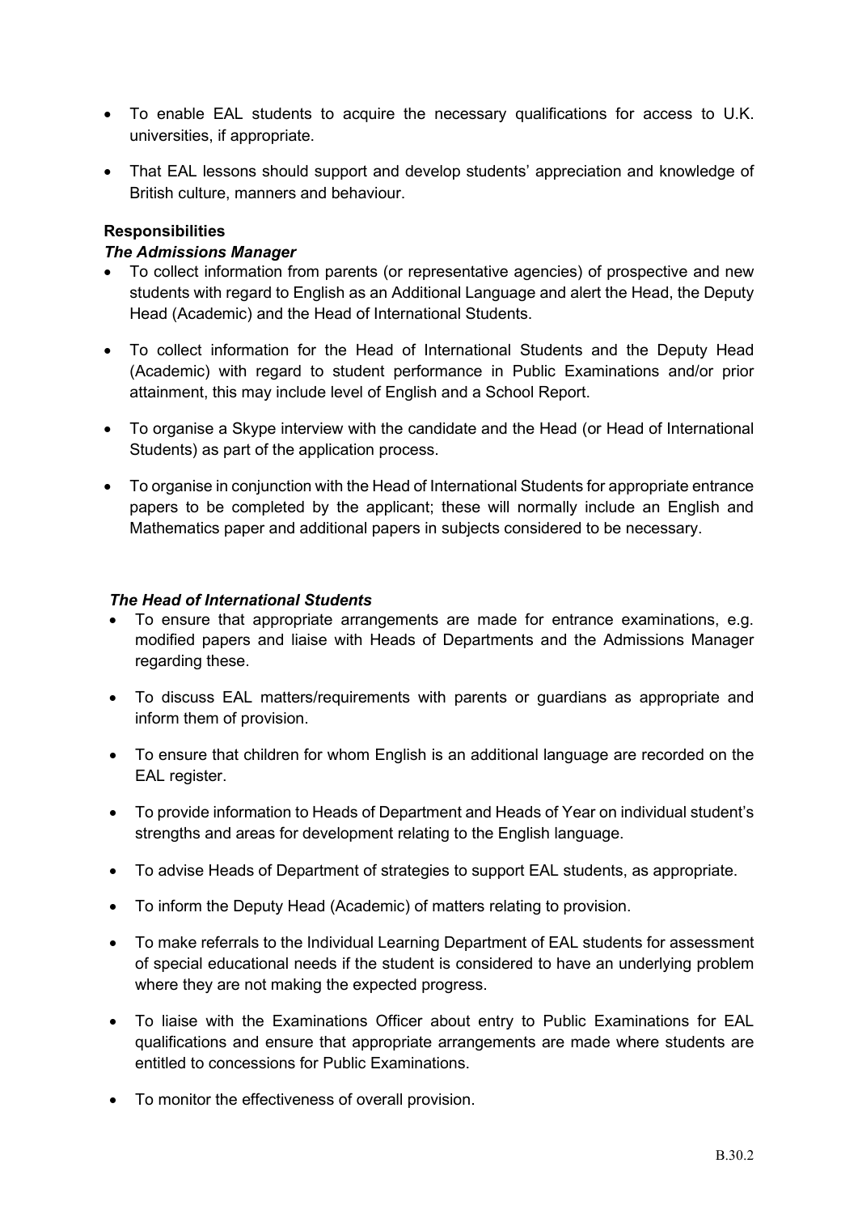- To enable EAL students to acquire the necessary qualifications for access to U.K. universities, if appropriate.
- That EAL lessons should support and develop students' appreciation and knowledge of British culture, manners and behaviour.

**Responsibilities**

***The Admissions Manager***

- To collect information from parents (or representative agencies) of prospective and new students with regard to English as an Additional Language and alert the Head, the Deputy Head (Academic) and the Head of International Students.
- To collect information for the Head of International Students and the Deputy Head (Academic) with regard to student performance in Public Examinations and/or prior attainment, this may include level of English and a School Report.
- To organise a Skype interview with the candidate and the Head (or Head of International Students) as part of the application process.
- To organise in conjunction with the Head of International Students for appropriate entrance papers to be completed by the applicant; these will normally include an English and Mathematics paper and additional papers in subjects considered to be necessary.

***The Head of International Students***

- To ensure that appropriate arrangements are made for entrance examinations, e.g. modified papers and liaise with Heads of Departments and the Admissions Manager regarding these.
- To discuss EAL matters/requirements with parents or guardians as appropriate and inform them of provision.
- To ensure that children for whom English is an additional language are recorded on the EAL register.
- To provide information to Heads of Department and Heads of Year on individual student's strengths and areas for development relating to the English language.
- To advise Heads of Department of strategies to support EAL students, as appropriate.
- To inform the Deputy Head (Academic) of matters relating to provision.
- To make referrals to the Individual Learning Department of EAL students for assessment of special educational needs if the student is considered to have an underlying problem where they are not making the expected progress.
- To liaise with the Examinations Officer about entry to Public Examinations for EAL qualifications and ensure that appropriate arrangements are made where students are entitled to concessions for Public Examinations.
- To monitor the effectiveness of overall provision.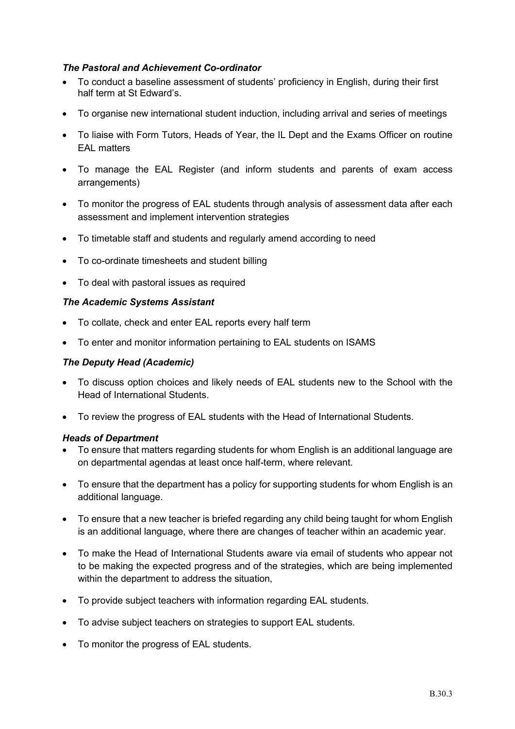***The Pastoral and Achievement Co-ordinator***

- To conduct a baseline assessment of students' proficiency in English, during their first half term at St Edward's.
- To organise new international student induction, including arrival and series of meetings
- To liaise with Form Tutors, Heads of Year, the IL Dept and the Exams Officer on routine EAL matters
- To manage the EAL Register (and inform students and parents of exam access arrangements)
- To monitor the progress of EAL students through analysis of assessment data after each assessment and implement intervention strategies
- To timetable staff and students and regularly amend according to need
- To co-ordinate timesheets and student billing
- To deal with pastoral issues as required

***The Academic Systems Assistant***

- To collate, check and enter EAL reports every half term
- To enter and monitor information pertaining to EAL students on ISAMS

***The Deputy Head (Academic)***

- To discuss option choices and likely needs of EAL students new to the School with the Head of International Students.
- To review the progress of EAL students with the Head of International Students.

***Heads of Department***

- To ensure that matters regarding students for whom English is an additional language are on departmental agendas at least once half-term, where relevant.
- To ensure that the department has a policy for supporting students for whom English is an additional language.
- To ensure that a new teacher is briefed regarding any child being taught for whom English is an additional language, where there are changes of teacher within an academic year.
- To make the Head of International Students aware via email of students who appear not to be making the expected progress and of the strategies, which are being implemented within the department to address the situation,
- To provide subject teachers with information regarding EAL students.
- To advise subject teachers on strategies to support EAL students.
- To monitor the progress of EAL students.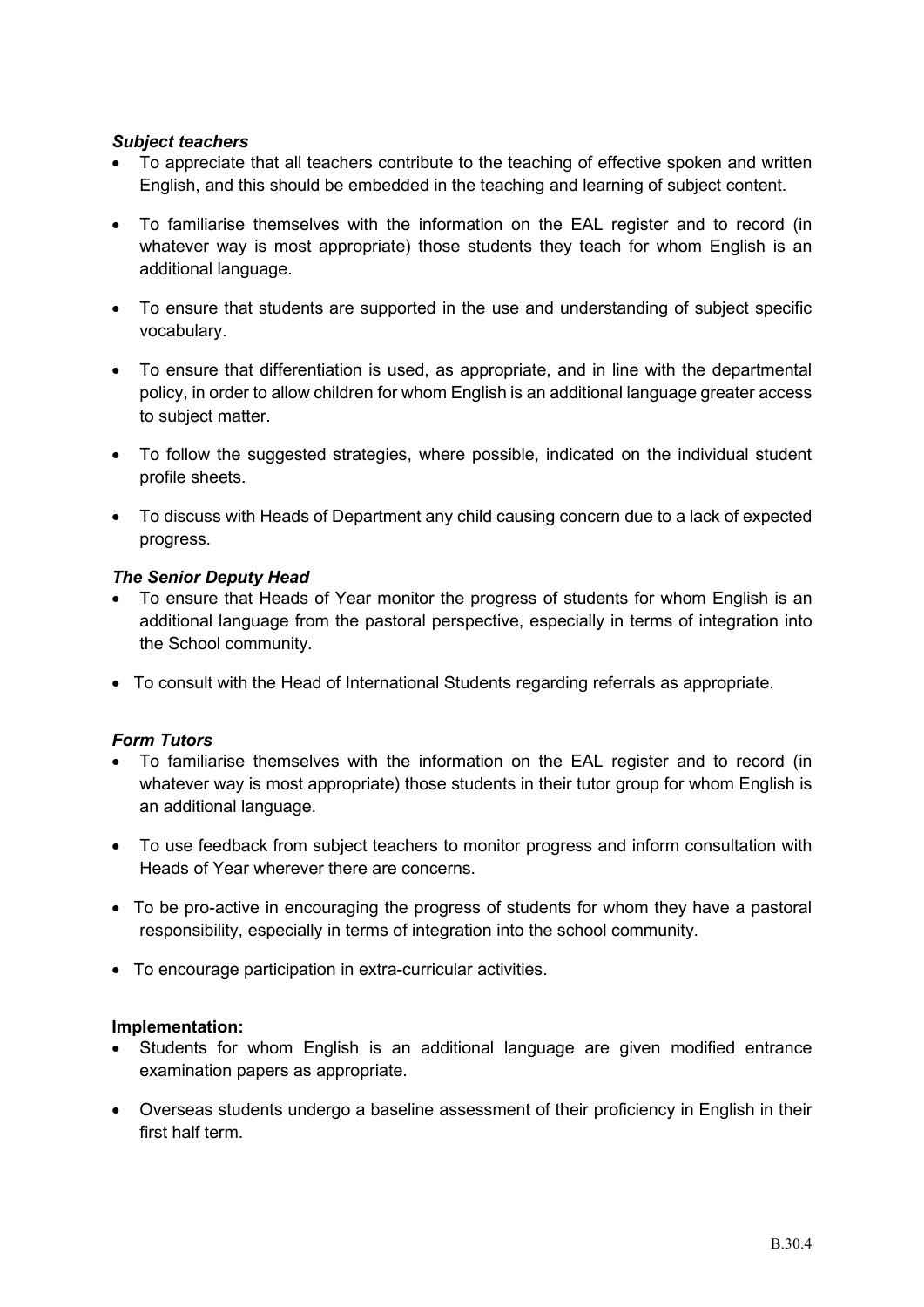***Subject teachers***

- To appreciate that all teachers contribute to the teaching of effective spoken and written English, and this should be embedded in the teaching and learning of subject content.
- To familiarise themselves with the information on the EAL register and to record (in whatever way is most appropriate) those students they teach for whom English is an additional language.
- To ensure that students are supported in the use and understanding of subject specific vocabulary.
- To ensure that differentiation is used, as appropriate, and in line with the departmental policy, in order to allow children for whom English is an additional language greater access to subject matter.
- To follow the suggested strategies, where possible, indicated on the individual student profile sheets.
- To discuss with Heads of Department any child causing concern due to a lack of expected progress.

***The Senior Deputy Head***

- To ensure that Heads of Year monitor the progress of students for whom English is an additional language from the pastoral perspective, especially in terms of integration into the School community.
- To consult with the Head of International Students regarding referrals as appropriate.

***Form Tutors***

- To familiarise themselves with the information on the EAL register and to record (in whatever way is most appropriate) those students in their tutor group for whom English is an additional language.
- To use feedback from subject teachers to monitor progress and inform consultation with Heads of Year wherever there are concerns.
- To be pro-active in encouraging the progress of students for whom they have a pastoral responsibility, especially in terms of integration into the school community.
- To encourage participation in extra-curricular activities.

**Implementation:**

- Students for whom English is an additional language are given modified entrance examination papers as appropriate.
- Overseas students undergo a baseline assessment of their proficiency in English in their first half term.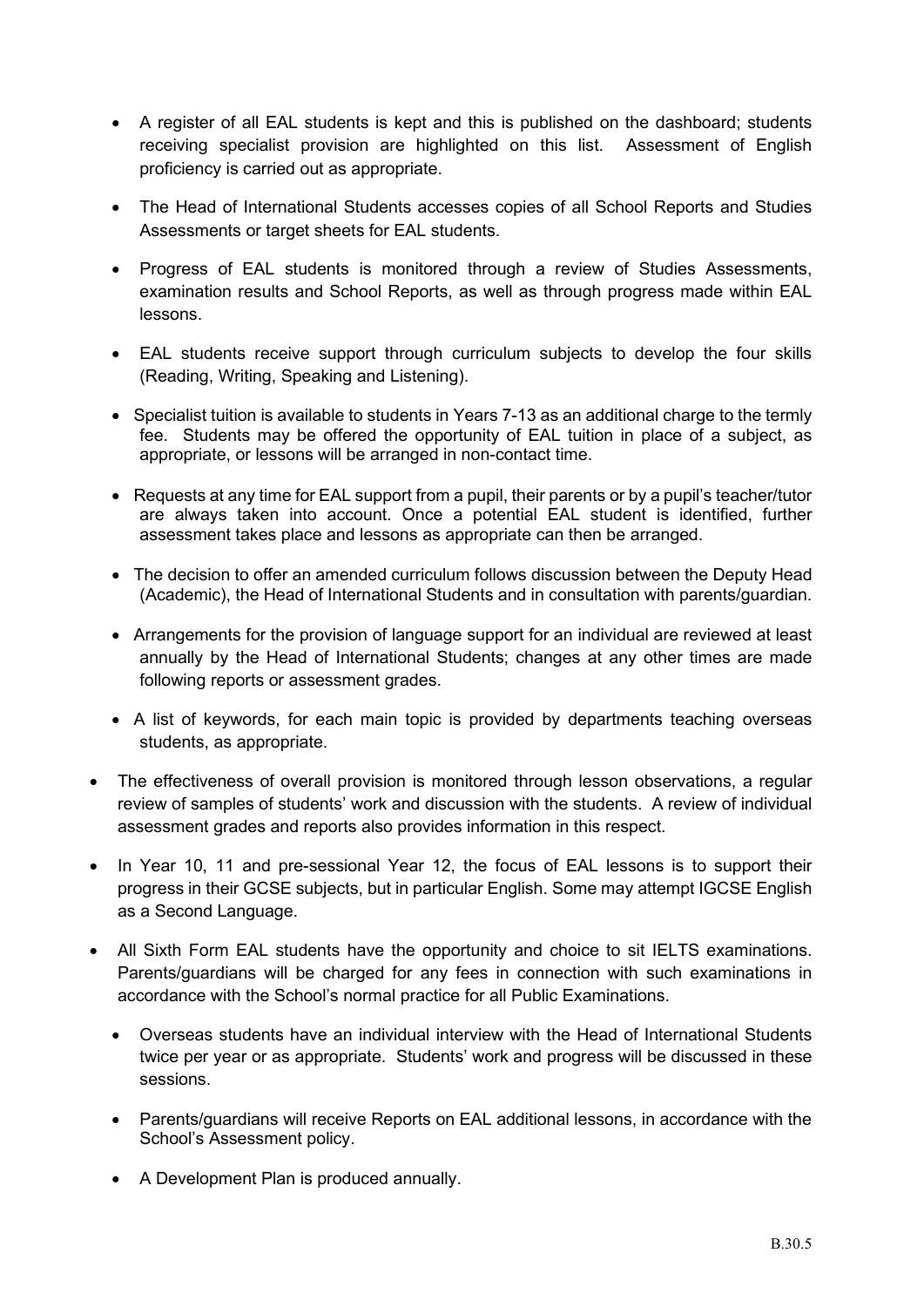- A register of all EAL students is kept and this is published on the dashboard; students receiving specialist provision are highlighted on this list. Assessment of English proficiency is carried out as appropriate.
- The Head of International Students accesses copies of all School Reports and Studies Assessments or target sheets for EAL students.
- Progress of EAL students is monitored through a review of Studies Assessments, examination results and School Reports, as well as through progress made within EAL lessons.
- EAL students receive support through curriculum subjects to develop the four skills (Reading, Writing, Speaking and Listening).
- Specialist tuition is available to students in Years 7-13 as an additional charge to the termly fee. Students may be offered the opportunity of EAL tuition in place of a subject, as appropriate, or lessons will be arranged in non-contact time.
- Requests at any time for EAL support from a pupil, their parents or by a pupil's teacher/tutor are always taken into account. Once a potential EAL student is identified, further assessment takes place and lessons as appropriate can then be arranged.
- The decision to offer an amended curriculum follows discussion between the Deputy Head (Academic), the Head of International Students and in consultation with parents/guardian.
- Arrangements for the provision of language support for an individual are reviewed at least annually by the Head of International Students; changes at any other times are made following reports or assessment grades.
- A list of keywords, for each main topic is provided by departments teaching overseas students, as appropriate.

- The effectiveness of overall provision is monitored through lesson observations, a regular review of samples of students' work and discussion with the students. A review of individual assessment grades and reports also provides information in this respect.
- In Year 10, 11 and pre-sessional Year 12, the focus of EAL lessons is to support their progress in their GCSE subjects, but in particular English. Some may attempt IGCSE English as a Second Language.
- All Sixth Form EAL students have the opportunity and choice to sit IELTS examinations. Parents/guardians will be charged for any fees in connection with such examinations in accordance with the School's normal practice for all Public Examinations.

  - Overseas students have an individual interview with the Head of International Students twice per year or as appropriate. Students' work and progress will be discussed in these sessions.
  - Parents/guardians will receive Reports on EAL additional lessons, in accordance with the School's Assessment policy.
  - A Development Plan is produced annually.